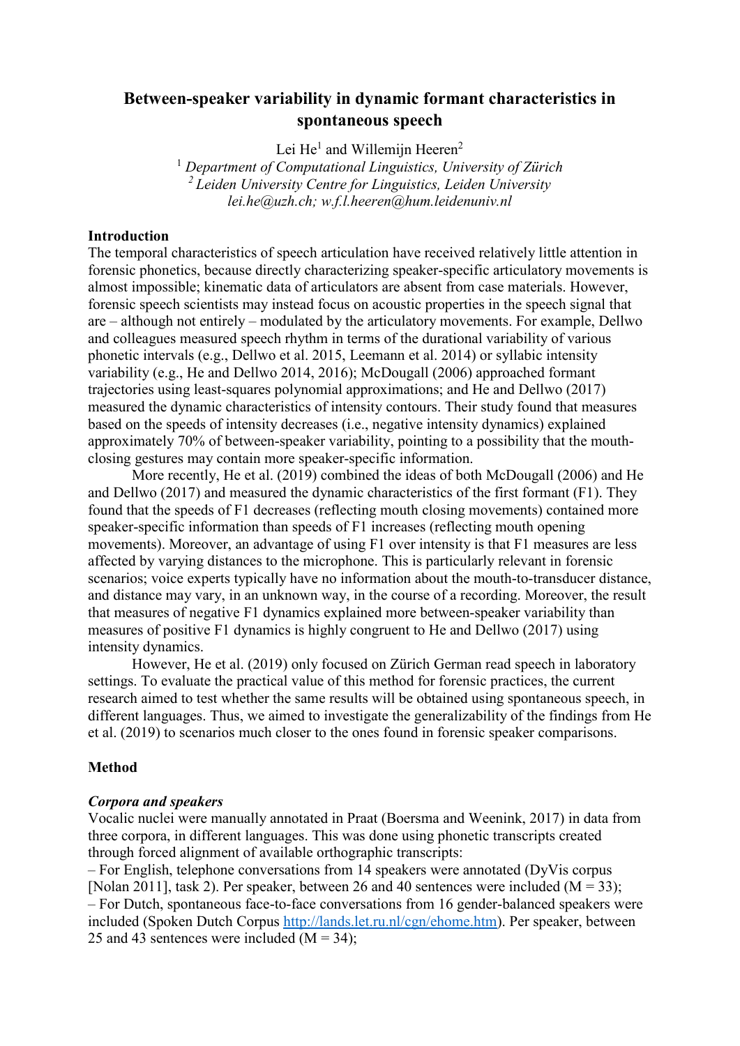# Between-speaker variability in dynamic formant characteristics in spontaneous speech

Lei He[1] and Willemijn Heeren[2]

[1] *Department of Computational Linguistics, University of Zürich*
[2] *Leiden University Centre for Linguistics, Leiden University*
*lei.he@uzh.ch; w.f.l.heeren@hum.leidenuniv.nl*

## Introduction

The temporal characteristics of speech articulation have received relatively little attention in forensic phonetics, because directly characterizing speaker-specific articulatory movements is almost impossible; kinematic data of articulators are absent from case materials. However, forensic speech scientists may instead focus on acoustic properties in the speech signal that are – although not entirely – modulated by the articulatory movements. For example, Dellwo and colleagues measured speech rhythm in terms of the durational variability of various phonetic intervals (e.g., Dellwo et al. 2015, Leemann et al. 2014) or syllabic intensity variability (e.g., He and Dellwo 2014, 2016); McDougall (2006) approached formant trajectories using least-squares polynomial approximations; and He and Dellwo (2017) measured the dynamic characteristics of intensity contours. Their study found that measures based on the speeds of intensity decreases (i.e., negative intensity dynamics) explained approximately 70% of between-speaker variability, pointing to a possibility that the mouth-closing gestures may contain more speaker-specific information.

More recently, He et al. (2019) combined the ideas of both McDougall (2006) and He and Dellwo (2017) and measured the dynamic characteristics of the first formant (F1). They found that the speeds of F1 decreases (reflecting mouth closing movements) contained more speaker-specific information than speeds of F1 increases (reflecting mouth opening movements). Moreover, an advantage of using F1 over intensity is that F1 measures are less affected by varying distances to the microphone. This is particularly relevant in forensic scenarios; voice experts typically have no information about the mouth-to-transducer distance, and distance may vary, in an unknown way, in the course of a recording. Moreover, the result that measures of negative F1 dynamics explained more between-speaker variability than measures of positive F1 dynamics is highly congruent to He and Dellwo (2017) using intensity dynamics.

However, He et al. (2019) only focused on Zürich German read speech in laboratory settings. To evaluate the practical value of this method for forensic practices, the current research aimed to test whether the same results will be obtained using spontaneous speech, in different languages. Thus, we aimed to investigate the generalizability of the findings from He et al. (2019) to scenarios much closer to the ones found in forensic speaker comparisons.

## Method

### *Corpora and speakers*

Vocalic nuclei were manually annotated in Praat (Boersma and Weenink, 2017) in data from three corpora, in different languages. This was done using phonetic transcripts created through forced alignment of available orthographic transcripts:

– For English, telephone conversations from 14 speakers were annotated (DyVis corpus [Nolan 2011], task 2). Per speaker, between 26 and 40 sentences were included (M = 33);

– For Dutch, spontaneous face-to-face conversations from 16 gender-balanced speakers were included (Spoken Dutch Corpus http://lands.let.ru.nl/cgn/ehome.htm). Per speaker, between 25 and 43 sentences were included (M = 34);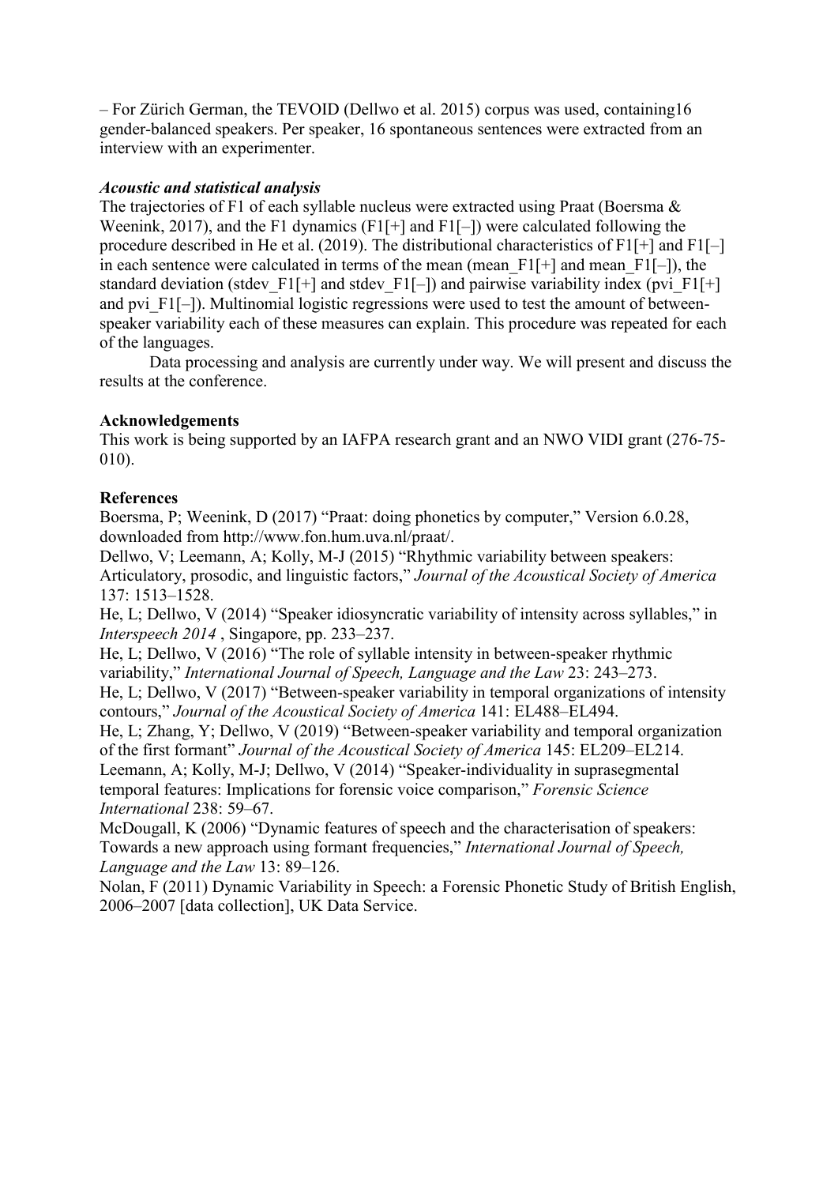– For Zürich German, the TEVOID (Dellwo et al. 2015) corpus was used, containing16 gender-balanced speakers. Per speaker, 16 spontaneous sentences were extracted from an interview with an experimenter.

***Acoustic and statistical analysis***

The trajectories of F1 of each syllable nucleus were extracted using Praat (Boersma & Weenink, 2017), and the F1 dynamics (F1[+] and F1[–]) were calculated following the procedure described in He et al. (2019). The distributional characteristics of F1[+] and F1[–] in each sentence were calculated in terms of the mean (mean_F1[+] and mean_F1[–]), the standard deviation (stdev_F1[+] and stdev_F1[–]) and pairwise variability index (pvi_F1[+] and pvi_F1[–]). Multinomial logistic regressions were used to test the amount of between-speaker variability each of these measures can explain. This procedure was repeated for each of the languages.

Data processing and analysis are currently under way. We will present and discuss the results at the conference.

**Acknowledgements**

This work is being supported by an IAFPA research grant and an NWO VIDI grant (276-75-010).

**References**

Boersma, P; Weenink, D (2017) "Praat: doing phonetics by computer," Version 6.0.28, downloaded from http://www.fon.hum.uva.nl/praat/.

Dellwo, V; Leemann, A; Kolly, M-J (2015) "Rhythmic variability between speakers: Articulatory, prosodic, and linguistic factors," *Journal of the Acoustical Society of America* 137: 1513–1528.

He, L; Dellwo, V (2014) "Speaker idiosyncratic variability of intensity across syllables," in *Interspeech 2014* , Singapore, pp. 233–237.

He, L; Dellwo, V (2016) "The role of syllable intensity in between-speaker rhythmic variability," *International Journal of Speech, Language and the Law* 23: 243–273.

He, L; Dellwo, V (2017) "Between-speaker variability in temporal organizations of intensity contours," *Journal of the Acoustical Society of America* 141: EL488–EL494.

He, L; Zhang, Y; Dellwo, V (2019) "Between-speaker variability and temporal organization of the first formant" *Journal of the Acoustical Society of America* 145: EL209–EL214.

Leemann, A; Kolly, M-J; Dellwo, V (2014) "Speaker-individuality in suprasegmental temporal features: Implications for forensic voice comparison," *Forensic Science International* 238: 59–67.

McDougall, K (2006) "Dynamic features of speech and the characterisation of speakers: Towards a new approach using formant frequencies," *International Journal of Speech, Language and the Law* 13: 89–126.

Nolan, F (2011) Dynamic Variability in Speech: a Forensic Phonetic Study of British English, 2006–2007 [data collection], UK Data Service.